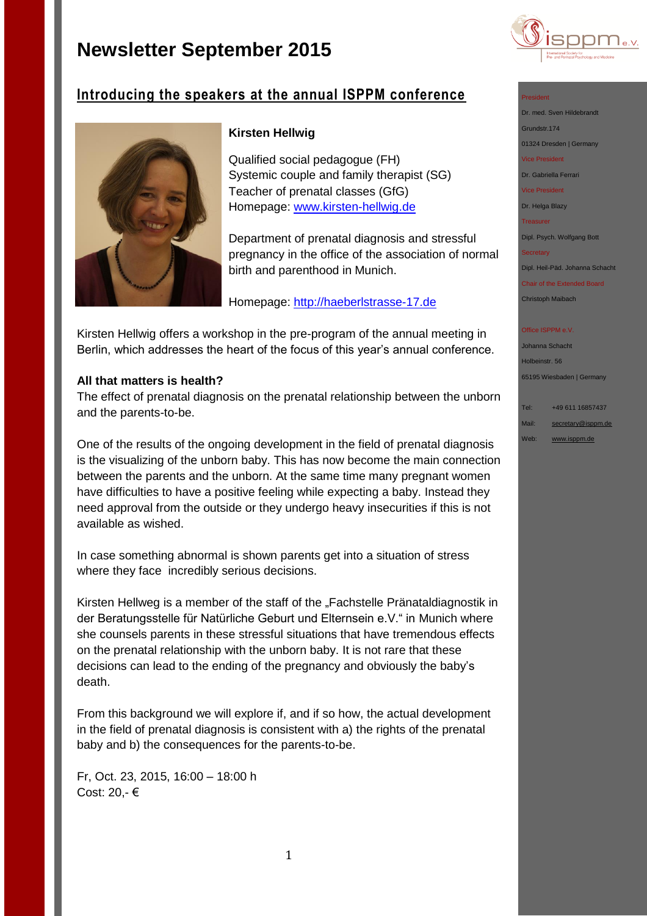# Newsletter September 2015

## Introducing the speakers at the annual ISPPM conference

### Kirsten Hellwig

Qualified social pedagogue (FH)
Systemic couple and family therapist (SG)
Teacher of prenatal classes (GfG)
Homepage: www.kirsten-hellwig.de

Department of prenatal diagnosis and stressful pregnancy in the office of the association of normal birth and parenthood in Munich.

Homepage: http://haeberlstrasse-17.de

Kirsten Hellwig offers a workshop in the pre-program of the annual meeting in Berlin, which addresses the heart of the focus of this year's annual conference.

**All that matters is health?**
The effect of prenatal diagnosis on the prenatal relationship between the unborn and the parents-to-be.

One of the results of the ongoing development in the field of prenatal diagnosis is the visualizing of the unborn baby. This has now become the main connection between the parents and the unborn. At the same time many pregnant women have difficulties to have a positive feeling while expecting a baby. Instead they need approval from the outside or they undergo heavy insecurities if this is not available as wished.

In case something abnormal is shown parents get into a situation of stress where they face incredibly serious decisions.

Kirsten Hellweg is a member of the staff of the „Fachstelle Pränataldiagnostik in der Beratungsstelle für Natürliche Geburt und Elternsein e.V." in Munich where she counsels parents in these stressful situations that have tremendous effects on the prenatal relationship with the unborn baby. It is not rare that these decisions can lead to the ending of the pregnancy and obviously the baby's death.

From this background we will explore if, and if so how, the actual development in the field of prenatal diagnosis is consistent with a) the rights of the prenatal baby and b) the consequences for the parents-to-be.

Fr, Oct. 23, 2015, 16:00 – 18:00 h
Cost: 20,- €

---

President
Dr. med. Sven Hildebrandt
Grundstr.174
01324 Dresden | Germany

Vice President
Dr. Gabriella Ferrari

Vice President
Dr. Helga Blazy

Treasurer
Dipl. Psych. Wolfgang Bott

Secretary
Dipl. Heil-Päd. Johanna Schacht

Chair of the Extended Board
Christoph Maibach

Office ISPPM e.V.
Johanna Schacht
Holbeinstr. 56
65195 Wiesbaden | Germany

Tel: +49 611 16857437
Mail: secretary@isppm.de
Web: www.isppm.de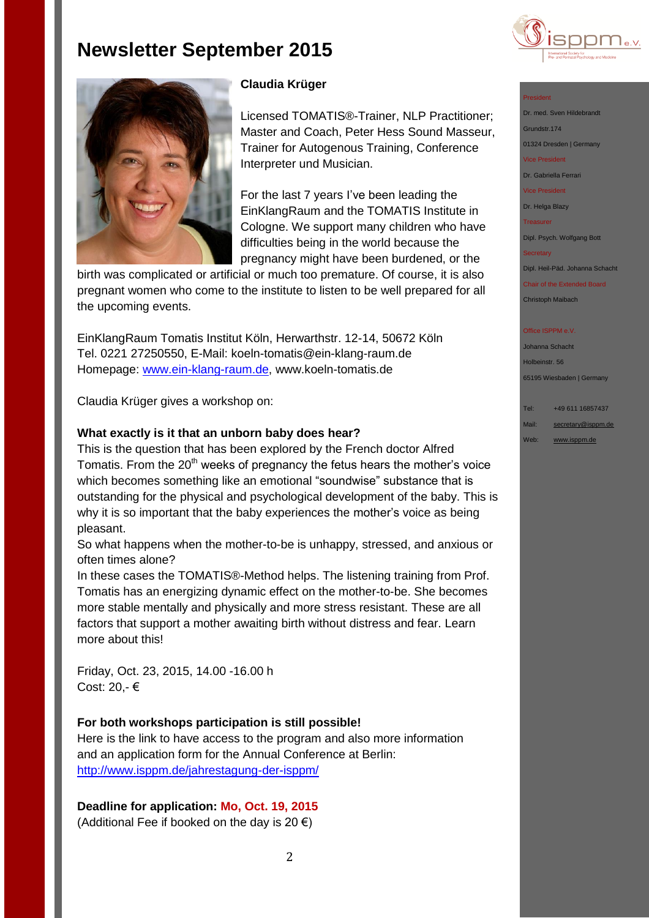# Newsletter September 2015

**Claudia Krüger**

Licensed TOMATIS®-Trainer, NLP Practitioner; Master and Coach, Peter Hess Sound Masseur, Trainer for Autogenous Training, Conference Interpreter und Musician.

For the last 7 years I've been leading the EinKlangRaum and the TOMATIS Institute in Cologne. We support many children who have difficulties being in the world because the pregnancy might have been burdened, or the birth was complicated or artificial or much too premature. Of course, it is also pregnant women who come to the institute to listen to be well prepared for all the upcoming events.

EinKlangRaum Tomatis Institut Köln, Herwarthstr. 12-14, 50672 Köln
Tel. 0221 27250550, E-Mail: koeln-tomatis@ein-klang-raum.de
Homepage: www.ein-klang-raum.de, www.koeln-tomatis.de

Claudia Krüger gives a workshop on:

**What exactly is it that an unborn baby does hear?**
This is the question that has been explored by the French doctor Alfred Tomatis. From the 20th weeks of pregnancy the fetus hears the mother's voice which becomes something like an emotional "soundwise" substance that is outstanding for the physical and psychological development of the baby. This is why it is so important that the baby experiences the mother's voice as being pleasant.
So what happens when the mother-to-be is unhappy, stressed, and anxious or often times alone?
In these cases the TOMATIS®-Method helps. The listening training from Prof. Tomatis has an energizing dynamic effect on the mother-to-be. She becomes more stable mentally and physically and more stress resistant. These are all factors that support a mother awaiting birth without distress and fear. Learn more about this!

Friday, Oct. 23, 2015, 14.00 -16.00 h
Cost: 20,- €

**For both workshops participation is still possible!**
Here is the link to have access to the program and also more information and an application form for the Annual Conference at Berlin:
http://www.isppm.de/jahrestagung-der-isppm/

**Deadline for application: Mo, Oct. 19, 2015**
(Additional Fee if booked on the day is 20 €)

---

President
Dr. med. Sven Hildebrandt
Grundstr.174
01324 Dresden | Germany

Vice President
Dr. Gabriella Ferrari

Vice President
Dr. Helga Blazy

Treasurer
Dipl. Psych. Wolfgang Bott

Secretary
Dipl. Heil-Päd. Johanna Schacht

Chair of the Extended Board
Christoph Maibach

Office ISPPM e.V.
Johanna Schacht
Holbeinstr. 56
65195 Wiesbaden | Germany

Tel: +49 611 16857437
Mail: secretary@isppm.de
Web: www.isppm.de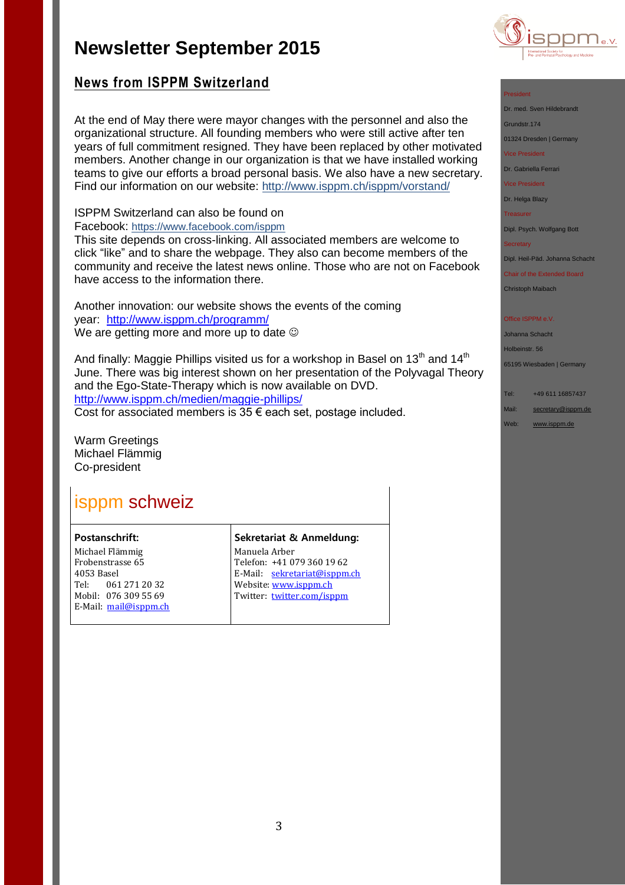# Newsletter September 2015

## News from ISPPM Switzerland

At the end of May there were mayor changes with the personnel and also the organizational structure. All founding members who were still active after ten years of full commitment resigned. They have been replaced by other motivated members. Another change in our organization is that we have installed working teams to give our efforts a broad personal basis. We also have a new secretary. Find our information on our website: http://www.isppm.ch/isppm/vorstand/

ISPPM Switzerland can also be found on Facebook: https://www.facebook.com/isppm
This site depends on cross-linking. All associated members are welcome to click "like" and to share the webpage. They also can become members of the community and receive the latest news online. Those who are not on Facebook have access to the information there.

Another innovation: our website shows the events of the coming year: http://www.isppm.ch/programm/
We are getting more and more up to date ☺

And finally: Maggie Phillips visited us for a workshop in Basel on 13th and 14th June. There was big interest shown on her presentation of the Polyvagal Theory and the Ego-State-Therapy which is now available on DVD.
http://www.isppm.ch/medien/maggie-phillips/
Cost for associated members is 35 € each set, postage included.

Warm Greetings
Michael Flämmig
Co-president

| isppm schweiz | |
|---|---|
| **Postanschrift:**<br>Michael Flämmig<br>Frobenstrasse 65<br>4053 Basel<br>Tel: 061 271 20 32<br>Mobil: 076 309 55 69<br>E-Mail: mail@isppm.ch | **Sekretariat & Anmeldung:**<br>Manuela Arber<br>Telefon: +41 079 360 19 62<br>E-Mail: sekretariat@isppm.ch<br>Website: www.isppm.ch<br>Twitter: twitter.com/isppm |

President
Dr. med. Sven Hildebrandt
Grundstr.174
01324 Dresden | Germany

Vice President
Dr. Gabriella Ferrari

Vice President
Dr. Helga Blazy

Treasurer
Dipl. Psych. Wolfgang Bott

Secretary
Dipl. Heil-Päd. Johanna Schacht

Chair of the Extended Board
Christoph Maibach

Office ISPPM e.V.
Johanna Schacht
Holbeinstr. 56
65195 Wiesbaden | Germany

Tel: +49 611 16857437
Mail: secretary@isppm.de
Web: www.isppm.de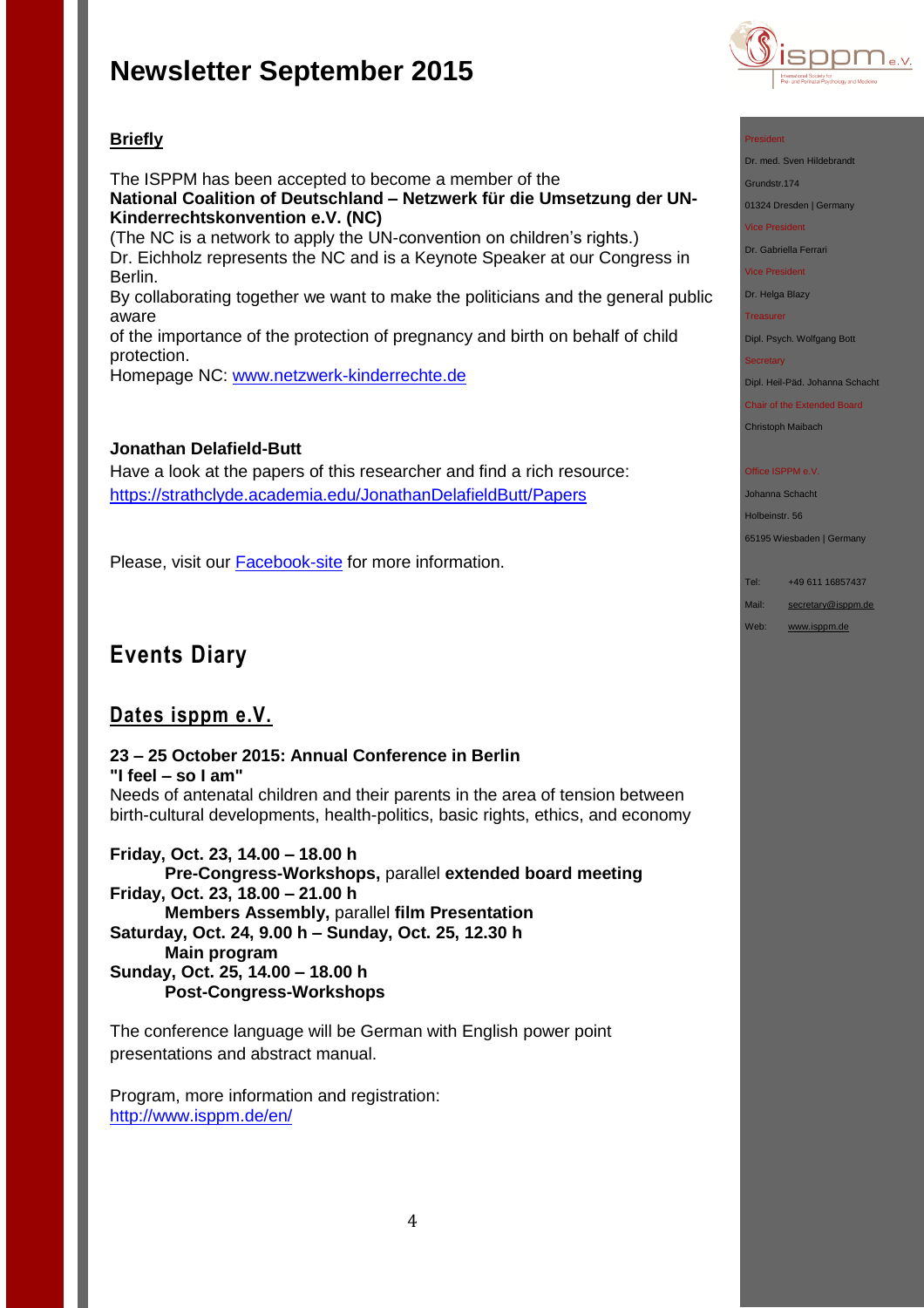# Newsletter September 2015

**Briefly**

The ISPPM has been accepted to become a member of the
**National Coalition of Deutschland – Netzwerk für die Umsetzung der UN-Kinderrechtskonvention e.V. (NC)**
(The NC is a network to apply the UN-convention on children's rights.)
Dr. Eichholz represents the NC and is a Keynote Speaker at our Congress in Berlin.
By collaborating together we want to make the politicians and the general public aware
of the importance of the protection of pregnancy and birth on behalf of child protection.
Homepage NC: www.netzwerk-kinderrechte.de

**Jonathan Delafield-Butt**
Have a look at the papers of this researcher and find a rich resource:
https://strathclyde.academia.edu/JonathanDelafieldButt/Papers

Please, visit our Facebook-site for more information.

## Events Diary

### Dates isppm e.V.

**23 – 25 October 2015: Annual Conference in Berlin**
**"I feel – so I am"**
Needs of antenatal children and their parents in the area of tension between birth-cultural developments, health-politics, basic rights, ethics, and economy

**Friday, Oct. 23, 14.00 – 18.00 h**
**Pre-Congress-Workshops,** parallel **extended board meeting**
**Friday, Oct. 23, 18.00 – 21.00 h**
**Members Assembly,** parallel **film Presentation**
**Saturday, Oct. 24, 9.00 h – Sunday, Oct. 25, 12.30 h**
**Main program**
**Sunday, Oct. 25, 14.00 – 18.00 h**
**Post-Congress-Workshops**

The conference language will be German with English power point presentations and abstract manual.

Program, more information and registration:
http://www.isppm.de/en/

President
Dr. med. Sven Hildebrandt
Grundstr.174
01324 Dresden | Germany
Vice President
Dr. Gabriella Ferrari
Vice President
Dr. Helga Blazy
Treasurer
Dipl. Psych. Wolfgang Bott
Secretary
Dipl. Heil-Päd. Johanna Schacht
Chair of the Extended Board
Christoph Maibach

Office ISPPM e.V.
Johanna Schacht
Holbeinstr. 56
65195 Wiesbaden | Germany

Tel: +49 611 16857437
Mail: secretary@isppm.de
Web: www.isppm.de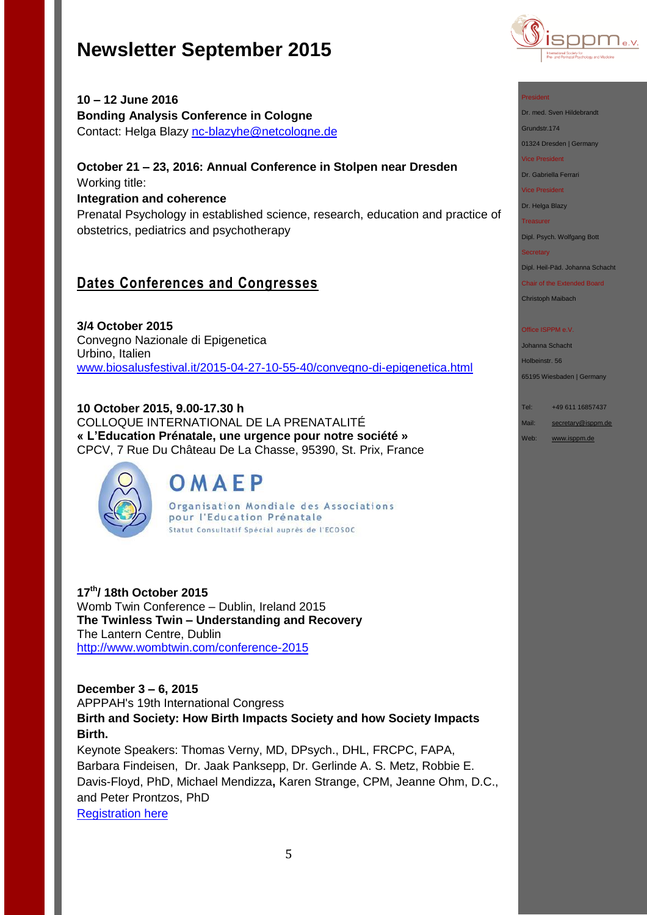# Newsletter September 2015

**10 – 12 June 2016**
**Bonding Analysis Conference in Cologne**
Contact: Helga Blazy nc-blazyhe@netcologne.de

**October 21 – 23, 2016: Annual Conference in Stolpen near Dresden**
Working title:
**Integration and coherence**
Prenatal Psychology in established science, research, education and practice of obstetrics, pediatrics and psychotherapy

## Dates Conferences and Congresses

**3/4 October 2015**
Convegno Nazionale di Epigenetica
Urbino, Italien
www.biosalusfestival.it/2015-04-27-10-55-40/convegno-di-epigenetica.html

**10 October 2015, 9.00-17.30 h**
COLLOQUE INTERNATIONAL DE LA PRENATALITÉ
**« L'Education Prénatale, une urgence pour notre société »**
CPCV, 7 Rue Du Château De La Chasse, 95390, St. Prix, France

OMAEP
Organisation Mondiale des Associations pour l'Education Prénatale
Statut Consultatif Spécial auprès de l'ECOSOC

**17th/ 18th October 2015**
Womb Twin Conference – Dublin, Ireland 2015
**The Twinless Twin – Understanding and Recovery**
The Lantern Centre, Dublin
http://www.wombtwin.com/conference-2015

**December 3 – 6, 2015**
APPPAH's 19th International Congress
**Birth and Society: How Birth Impacts Society and how Society Impacts Birth.**
Keynote Speakers: Thomas Verny, MD, DPsych., DHL, FRCPC, FAPA, Barbara Findeisen, Dr. Jaak Panksepp, Dr. Gerlinde A. S. Metz, Robbie E. Davis-Floyd, PhD, Michael Mendizza**,** Karen Strange, CPM, Jeanne Ohm, D.C., and Peter Prontzos, PhD
Registration here

---

President
Dr. med. Sven Hildebrandt
Grundstr.174
01324 Dresden | Germany

Vice President
Dr. Gabriella Ferrari

Vice President
Dr. Helga Blazy

Treasurer
Dipl. Psych. Wolfgang Bott

Secretary
Dipl. Heil-Päd. Johanna Schacht

Chair of the Extended Board
Christoph Maibach

Office ISPPM e.V.
Johanna Schacht
Holbeinstr. 56
65195 Wiesbaden | Germany

Tel: +49 611 16857437
Mail: secretary@isppm.de
Web: www.isppm.de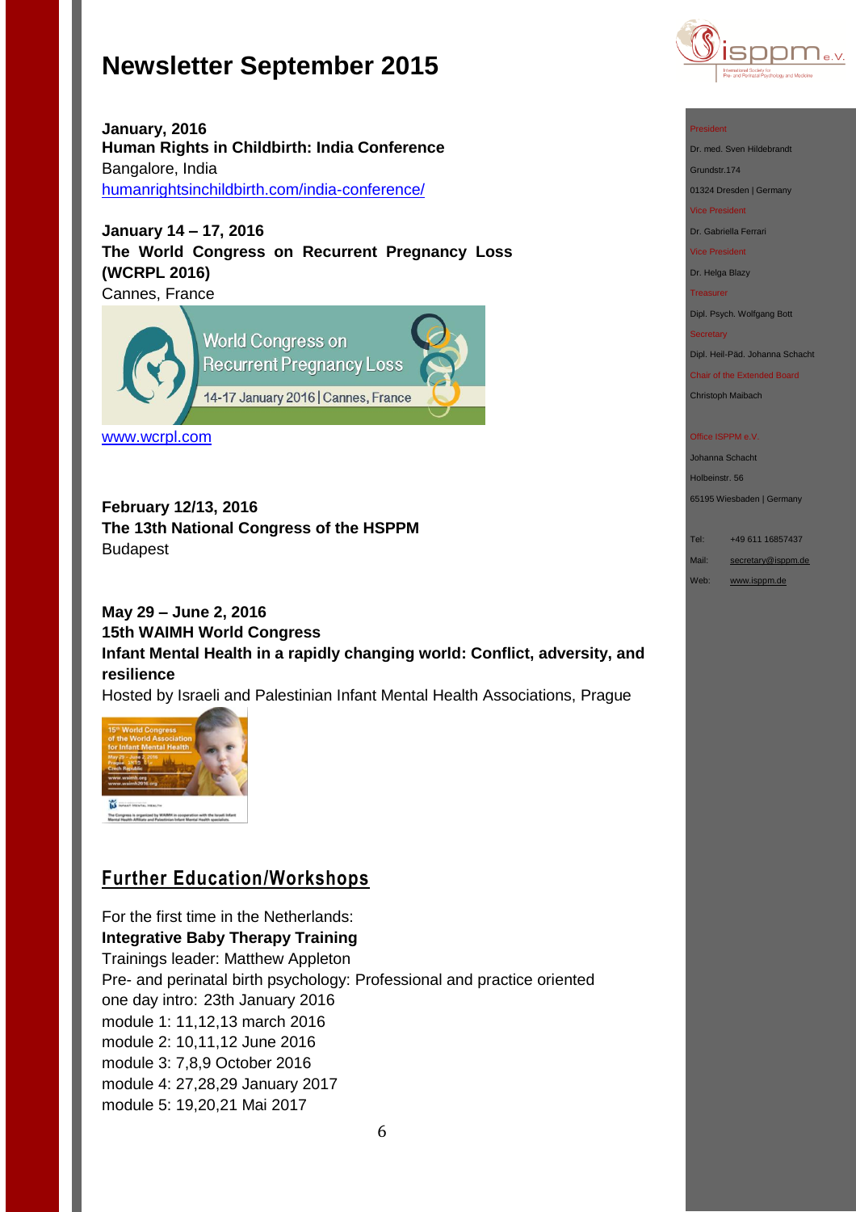# Newsletter September 2015

**January, 2016**
**Human Rights in Childbirth: India Conference**
Bangalore, India
humanrightsinchildbirth.com/india-conference/

**January 14 – 17, 2016**
**The World Congress on Recurrent Pregnancy Loss (WCRPL 2016)**
Cannes, France

www.wcrpl.com

**February 12/13, 2016**
**The 13th National Congress of the HSPPM**
Budapest

**May 29 – June 2, 2016**
**15th WAIMH World Congress**
**Infant Mental Health in a rapidly changing world: Conflict, adversity, and resilience**
Hosted by Israeli and Palestinian Infant Mental Health Associations, Prague

## Further Education/Workshops

For the first time in the Netherlands:
**Integrative Baby Therapy Training**
Trainings leader: Matthew Appleton
Pre- and perinatal birth psychology: Professional and practice oriented
one day intro: 23th January 2016
module 1: 11,12,13 march 2016
module 2: 10,11,12 June 2016
module 3: 7,8,9 October 2016
module 4: 27,28,29 January 2017
module 5: 19,20,21 Mai 2017

President
Dr. med. Sven Hildebrandt
Grundstr.174
01324 Dresden | Germany
Vice President
Dr. Gabriella Ferrari
Vice President
Dr. Helga Blazy
Treasurer
Dipl. Psych. Wolfgang Bott
Secretary
Dipl. Heil-Päd. Johanna Schacht
Chair of the Extended Board
Christoph Maibach

Office ISPPM e.V.
Johanna Schacht
Holbeinstr. 56
65195 Wiesbaden | Germany

Tel: +49 611 16857437
Mail: secretary@isppm.de
Web: www.isppm.de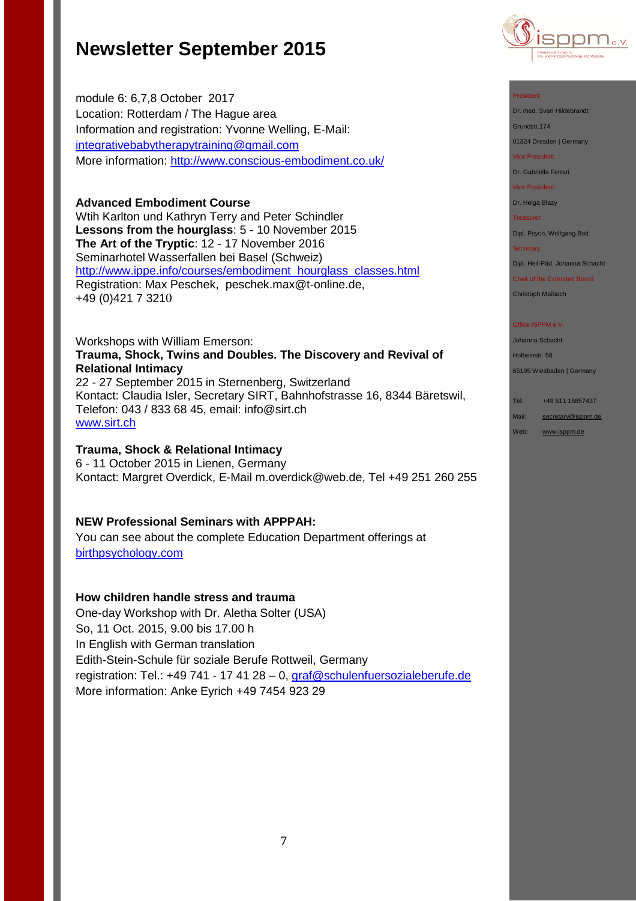module 6: 6,7,8 October 2017
Location: Rotterdam / The Hague area
Information and registration: Yvonne Welling, E-Mail: integrativebabytherapytraining@gmail.com
More information: http://www.conscious-embodiment.co.uk/

**Advanced Embodiment Course**
Wtih Karlton und Kathryn Terry and Peter Schindler
**Lessons from the hourglass**: 5 - 10 November 2015
**The Art of the Tryptic**: 12 - 17 November 2016
Seminarhotel Wasserfallen bei Basel (Schweiz)
http://www.ippe.info/courses/embodiment_hourglass_classes.html
Registration: Max Peschek, peschek.max@t-online.de,
+49 (0)421 7 3210

Workshops with William Emerson:
**Trauma, Shock, Twins and Doubles. The Discovery and Revival of Relational Intimacy**
22 - 27 September 2015 in Sternenberg, Switzerland
Kontact: Claudia Isler, Secretary SIRT, Bahnhofstrasse 16, 8344 Bäretswil, Telefon: 043 / 833 68 45, email: info@sirt.ch
www.sirt.ch

**Trauma, Shock & Relational Intimacy**
6 - 11 October 2015 in Lienen, Germany
Kontact: Margret Overdick, E-Mail m.overdick@web.de, Tel +49 251 260 255

**NEW Professional Seminars with APPPAH:**
You can see about the complete Education Department offerings at birthpsychology.com

**How children handle stress and trauma**
One-day Workshop with Dr. Aletha Solter (USA)
So, 11 Oct. 2015, 9.00 bis 17.00 h
In English with German translation
Edith-Stein-Schule für soziale Berufe Rottweil, Germany
registration: Tel.: +49 741 - 17 41 28 – 0, graf@schulenfuersozialeberufe.de
More information: Anke Eyrich +49 7454 923 29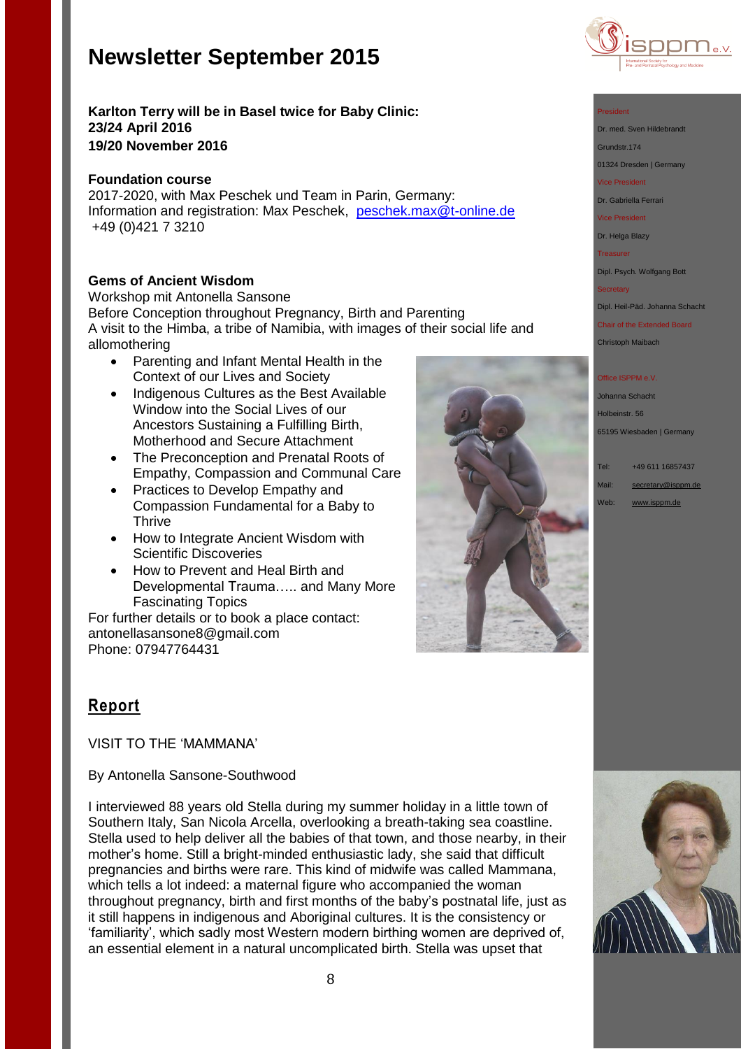# Newsletter September 2015

**Karlton Terry will be in Basel twice for Baby Clinic:**
**23/24 April 2016**
**19/20 November 2016**

**Foundation course**
2017-2020, with Max Peschek und Team in Parin, Germany:
Information and registration: Max Peschek, peschek.max@t-online.de
+49 (0)421 7 3210

**Gems of Ancient Wisdom**
Workshop mit Antonella Sansone
Before Conception throughout Pregnancy, Birth and Parenting
A visit to the Himba, a tribe of Namibia, with images of their social life and allomothering

- Parenting and Infant Mental Health in the Context of our Lives and Society
- Indigenous Cultures as the Best Available Window into the Social Lives of our Ancestors Sustaining a Fulfilling Birth, Motherhood and Secure Attachment
- The Preconception and Prenatal Roots of Empathy, Compassion and Communal Care
- Practices to Develop Empathy and Compassion Fundamental for a Baby to Thrive
- How to Integrate Ancient Wisdom with Scientific Discoveries
- How to Prevent and Heal Birth and Developmental Trauma….. and Many More Fascinating Topics

For further details or to book a place contact:
antonellasansone8@gmail.com
Phone: 07947764431

## Report

VISIT TO THE 'MAMMANA'

By Antonella Sansone-Southwood

I interviewed 88 years old Stella during my summer holiday in a little town of Southern Italy, San Nicola Arcella, overlooking a breath-taking sea coastline. Stella used to help deliver all the babies of that town, and those nearby, in their mother's home. Still a bright-minded enthusiastic lady, she said that difficult pregnancies and births were rare. This kind of midwife was called Mammana, which tells a lot indeed: a maternal figure who accompanied the woman throughout pregnancy, birth and first months of the baby's postnatal life, just as it still happens in indigenous and Aboriginal cultures. It is the consistency or 'familiarity', which sadly most Western modern birthing women are deprived of, an essential element in a natural uncomplicated birth. Stella was upset that

President
Dr. med. Sven Hildebrandt
Grundstr.174
01324 Dresden | Germany
Vice President
Dr. Gabriella Ferrari
Vice President
Dr. Helga Blazy
Treasurer
Dipl. Psych. Wolfgang Bott
Secretary
Dipl. Heil-Päd. Johanna Schacht
Chair of the Extended Board
Christoph Maibach

Office ISPPM e.V.
Johanna Schacht
Holbeinstr. 56
65195 Wiesbaden | Germany

Tel: +49 611 16857437
Mail: secretary@isppm.de
Web: www.isppm.de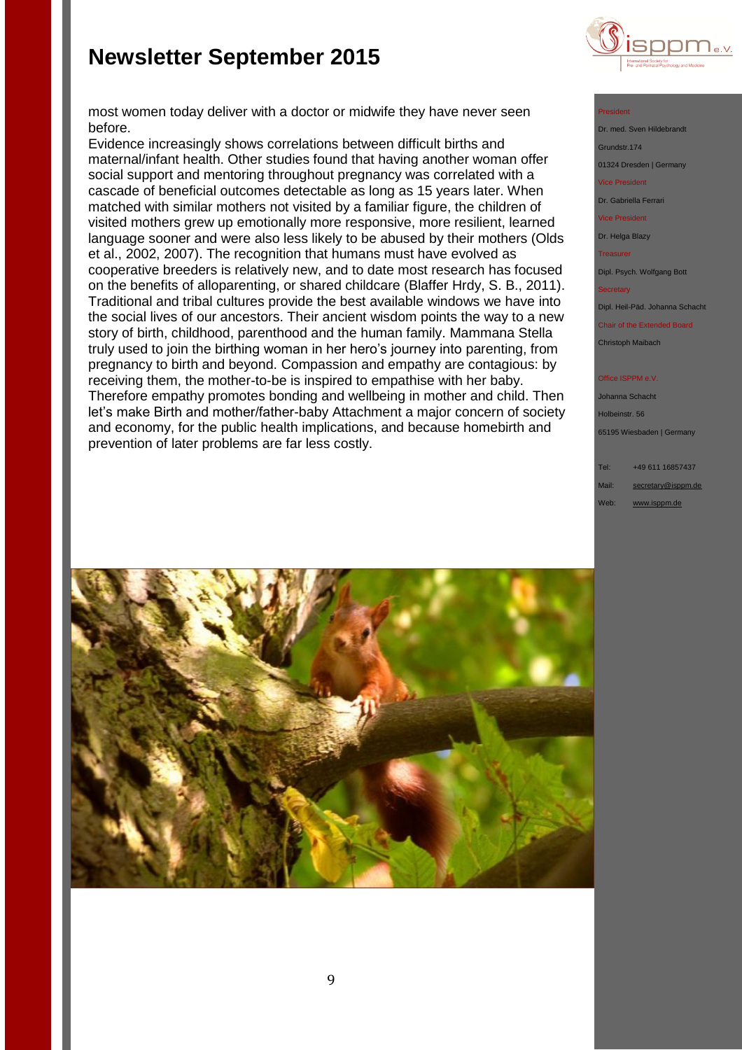most women today deliver with a doctor or midwife they have never seen before.

Evidence increasingly shows correlations between difficult births and maternal/infant health. Other studies found that having another woman offer social support and mentoring throughout pregnancy was correlated with a cascade of beneficial outcomes detectable as long as 15 years later. When matched with similar mothers not visited by a familiar figure, the children of visited mothers grew up emotionally more responsive, more resilient, learned language sooner and were also less likely to be abused by their mothers (Olds et al., 2002, 2007). The recognition that humans must have evolved as cooperative breeders is relatively new, and to date most research has focused on the benefits of alloparenting, or shared childcare (Blaffer Hrdy, S. B., 2011). Traditional and tribal cultures provide the best available windows we have into the social lives of our ancestors. Their ancient wisdom points the way to a new story of birth, childhood, parenthood and the human family. Mammana Stella truly used to join the birthing woman in her hero's journey into parenting, from pregnancy to birth and beyond. Compassion and empathy are contagious: by receiving them, the mother-to-be is inspired to empathise with her baby. Therefore empathy promotes bonding and wellbeing in mother and child. Then let's make Birth and mother/father-baby Attachment a major concern of society and economy, for the public health implications, and because homebirth and prevention of later problems are far less costly.

President
Dr. med. Sven Hildebrandt
Grundstr.174
01324 Dresden | Germany

Vice President
Dr. Gabriella Ferrari

Vice President
Dr. Helga Blazy

Treasurer
Dipl. Psych. Wolfgang Bott

Secretary
Dipl. Heil-Päd. Johanna Schacht

Chair of the Extended Board
Christoph Maibach

Office ISPPM e.V.
Johanna Schacht
Holbeinstr. 56
65195 Wiesbaden | Germany

Tel: +49 611 16857437
Mail: secretary@isppm.de
Web: www.isppm.de